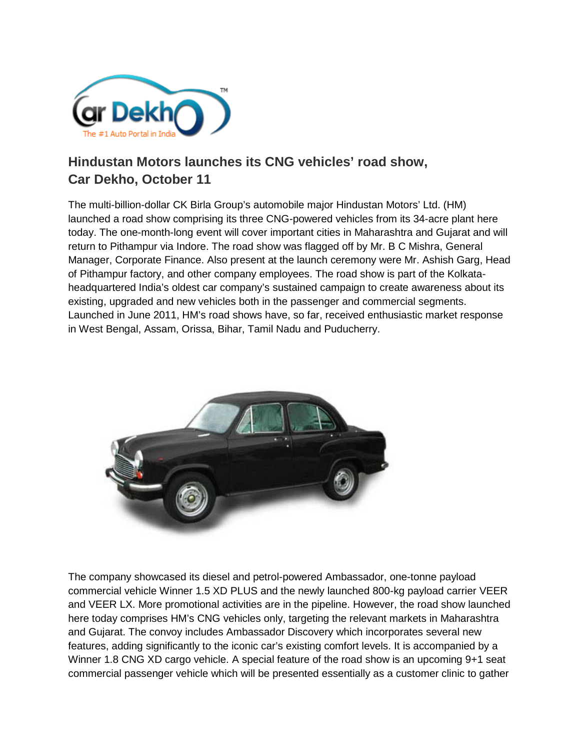## Hindustan Motors launches its CNG vehicles' road show, Car Dekho, October 11

The multi-billion-dollar CK Birla Group's automobile major Hindustan Motors' Ltd. (HM) launched a road show comprising its three CNG-powered vehicles from its 34-acre plant here today. The one-month-long event will cover important cities in Maharashtra and Gujarat and will return to Pithampur via Indore. The road show was flagged off by Mr. B C Mishra, General Manager, Corporate Finance. Also present at the launch ceremony were Mr. Ashish Garg, Head of Pithampur factory, and other company employees. The road show is part of the Kolkata-headquartered India's oldest car company's sustained campaign to create awareness about its existing, upgraded and new vehicles both in the passenger and commercial segments. Launched in June 2011, HM's road shows have, so far, received enthusiastic market response in West Bengal, Assam, Orissa, Bihar, Tamil Nadu and Puducherry.

The company showcased its diesel and petrol-powered Ambassador, one-tonne payload commercial vehicle Winner 1.5 XD PLUS and the newly launched 800-kg payload carrier VEER and VEER LX. More promotional activities are in the pipeline. However, the road show launched here today comprises HM's CNG vehicles only, targeting the relevant markets in Maharashtra and Gujarat. The convoy includes Ambassador Discovery which incorporates several new features, adding significantly to the iconic car's existing comfort levels. It is accompanied by a Winner 1.8 CNG XD cargo vehicle. A special feature of the road show is an upcoming 9+1 seat commercial passenger vehicle which will be presented essentially as a customer clinic to gather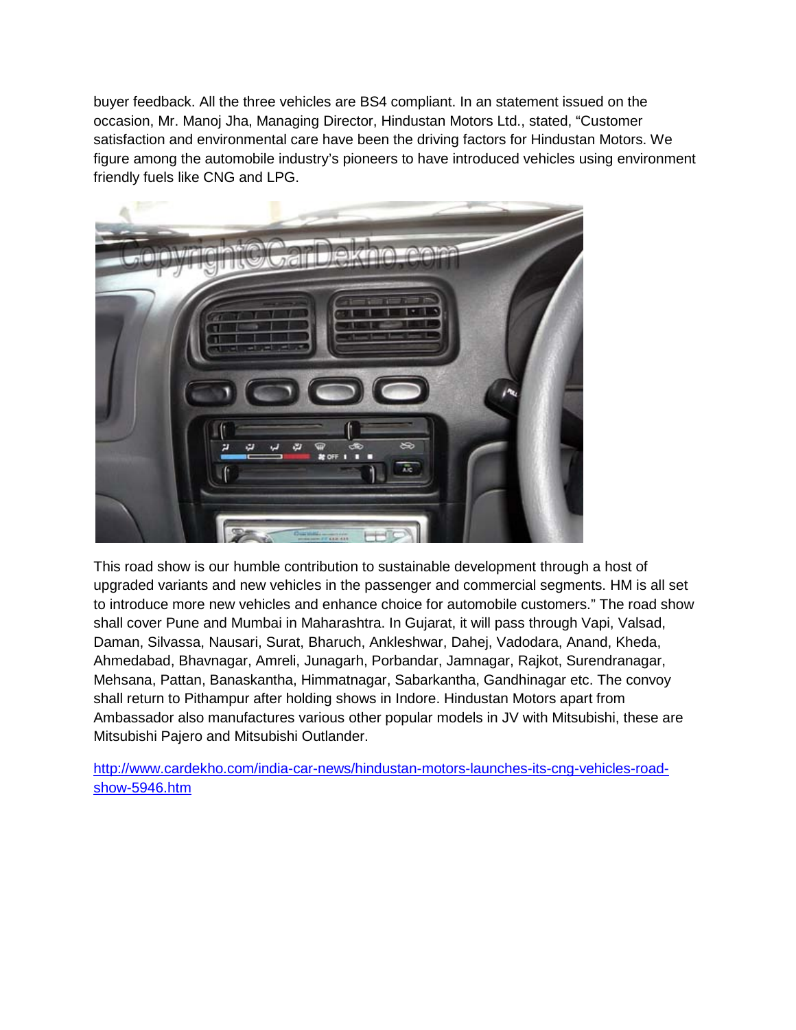buyer feedback. All the three vehicles are BS4 compliant. In an statement issued on the occasion, Mr. Manoj Jha, Managing Director, Hindustan Motors Ltd., stated, “Customer satisfaction and environmental care have been the driving factors for Hindustan Motors. We figure among the automobile industry’s pioneers to have introduced vehicles using environment friendly fuels like CNG and LPG.

This road show is our humble contribution to sustainable development through a host of upgraded variants and new vehicles in the passenger and commercial segments. HM is all set to introduce more new vehicles and enhance choice for automobile customers.” The road show shall cover Pune and Mumbai in Maharashtra. In Gujarat, it will pass through Vapi, Valsad, Daman, Silvassa, Nausari, Surat, Bharuch, Ankleshwar, Dahej, Vadodara, Anand, Kheda, Ahmedabad, Bhavnagar, Amreli, Junagarh, Porbandar, Jamnagar, Rajkot, Surendranagar, Mehsana, Pattan, Banaskantha, Himmatnagar, Sabarkantha, Gandhinagar etc. The convoy shall return to Pithampur after holding shows in Indore. Hindustan Motors apart from Ambassador also manufactures various other popular models in JV with Mitsubishi, these are Mitsubishi Pajero and Mitsubishi Outlander.

[http://www.cardekho.com/india-car-news/hindustan-motors-launches-its-cng-vehicles-road-show-5946.htm](http://www.cardekho.com/india-car-news/hindustan-motors-launches-its-cng-vehicles-road-show-5946.htm)